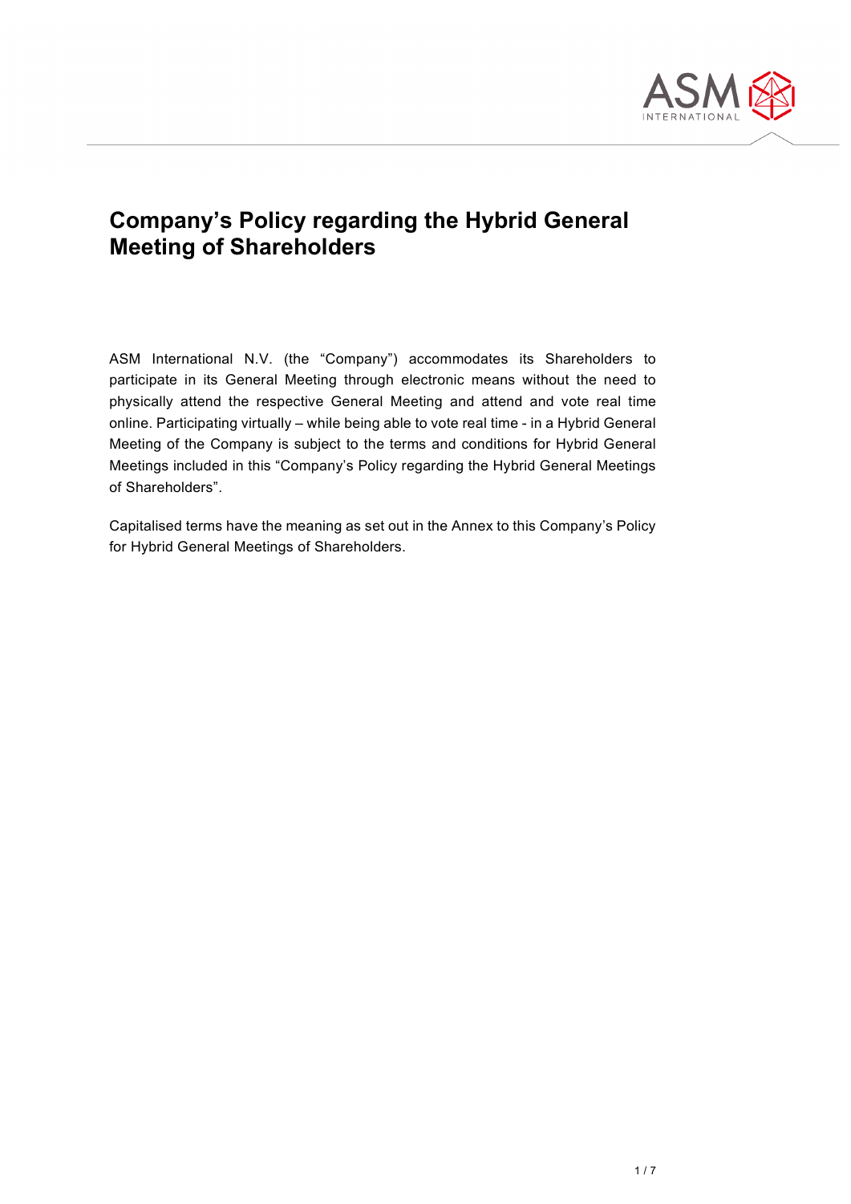# Company's Policy regarding the Hybrid General Meeting of Shareholders

ASM International N.V. (the "Company") accommodates its Shareholders to participate in its General Meeting through electronic means without the need to physically attend the respective General Meeting and attend and vote real time online. Participating virtually – while being able to vote real time - in a Hybrid General Meeting of the Company is subject to the terms and conditions for Hybrid General Meetings included in this "Company's Policy regarding the Hybrid General Meetings of Shareholders".

Capitalised terms have the meaning as set out in the Annex to this Company's Policy for Hybrid General Meetings of Shareholders.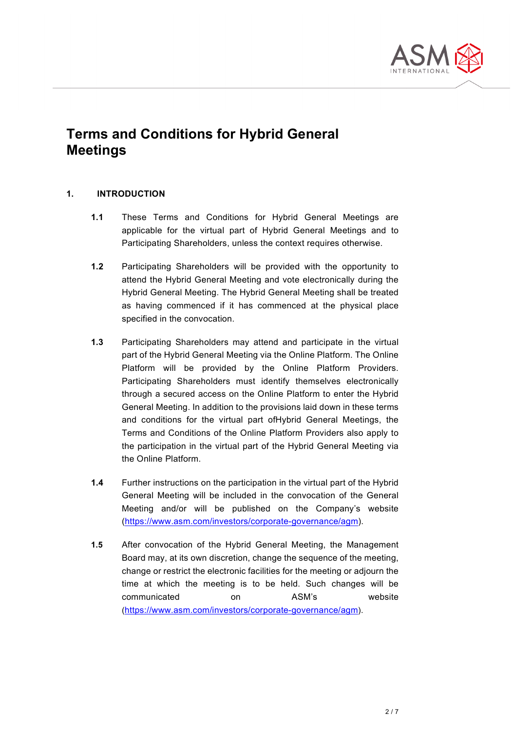# Terms and Conditions for Hybrid General Meetings

## 1. INTRODUCTION

**1.1** These Terms and Conditions for Hybrid General Meetings are applicable for the virtual part of Hybrid General Meetings and to Participating Shareholders, unless the context requires otherwise.

**1.2** Participating Shareholders will be provided with the opportunity to attend the Hybrid General Meeting and vote electronically during the Hybrid General Meeting. The Hybrid General Meeting shall be treated as having commenced if it has commenced at the physical place specified in the convocation.

**1.3** Participating Shareholders may attend and participate in the virtual part of the Hybrid General Meeting via the Online Platform. The Online Platform will be provided by the Online Platform Providers. Participating Shareholders must identify themselves electronically through a secured access on the Online Platform to enter the Hybrid General Meeting. In addition to the provisions laid down in these terms and conditions for the virtual part ofHybrid General Meetings, the Terms and Conditions of the Online Platform Providers also apply to the participation in the virtual part of the Hybrid General Meeting via the Online Platform.

**1.4** Further instructions on the participation in the virtual part of the Hybrid General Meeting will be included in the convocation of the General Meeting and/or will be published on the Company's website (https://www.asm.com/investors/corporate-governance/agm).

**1.5** After convocation of the Hybrid General Meeting, the Management Board may, at its own discretion, change the sequence of the meeting, change or restrict the electronic facilities for the meeting or adjourn the time at which the meeting is to be held. Such changes will be communicated on ASM's website (https://www.asm.com/investors/corporate-governance/agm).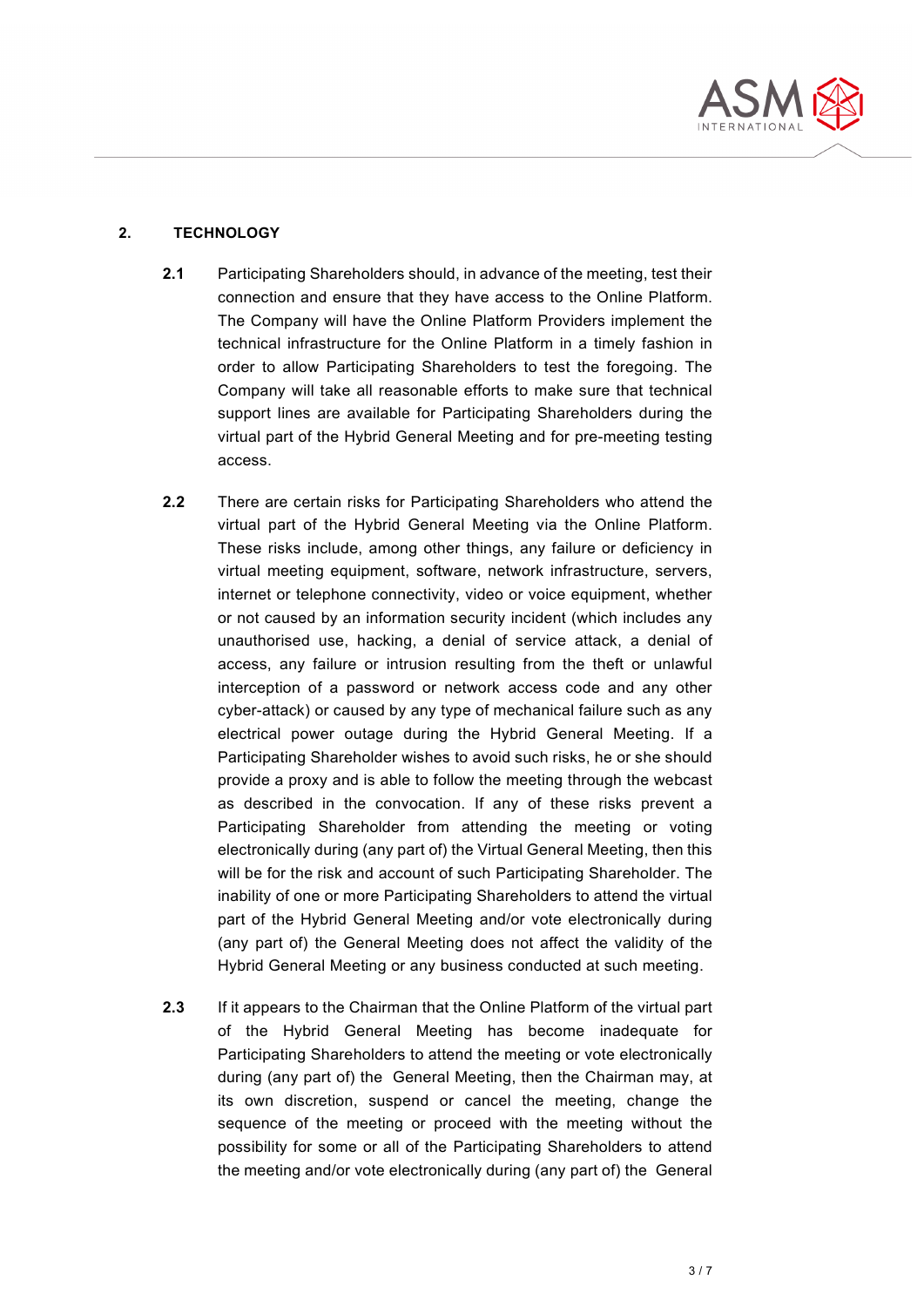## 2. TECHNOLOGY

**2.1** Participating Shareholders should, in advance of the meeting, test their connection and ensure that they have access to the Online Platform. The Company will have the Online Platform Providers implement the technical infrastructure for the Online Platform in a timely fashion in order to allow Participating Shareholders to test the foregoing. The Company will take all reasonable efforts to make sure that technical support lines are available for Participating Shareholders during the virtual part of the Hybrid General Meeting and for pre-meeting testing access.

**2.2** There are certain risks for Participating Shareholders who attend the virtual part of the Hybrid General Meeting via the Online Platform. These risks include, among other things, any failure or deficiency in virtual meeting equipment, software, network infrastructure, servers, internet or telephone connectivity, video or voice equipment, whether or not caused by an information security incident (which includes any unauthorised use, hacking, a denial of service attack, a denial of access, any failure or intrusion resulting from the theft or unlawful interception of a password or network access code and any other cyber-attack) or caused by any type of mechanical failure such as any electrical power outage during the Hybrid General Meeting. If a Participating Shareholder wishes to avoid such risks, he or she should provide a proxy and is able to follow the meeting through the webcast as described in the convocation. If any of these risks prevent a Participating Shareholder from attending the meeting or voting electronically during (any part of) the Virtual General Meeting, then this will be for the risk and account of such Participating Shareholder. The inability of one or more Participating Shareholders to attend the virtual part of the Hybrid General Meeting and/or vote electronically during (any part of) the General Meeting does not affect the validity of the Hybrid General Meeting or any business conducted at such meeting.

**2.3** If it appears to the Chairman that the Online Platform of the virtual part of the Hybrid General Meeting has become inadequate for Participating Shareholders to attend the meeting or vote electronically during (any part of) the General Meeting, then the Chairman may, at its own discretion, suspend or cancel the meeting, change the sequence of the meeting or proceed with the meeting without the possibility for some or all of the Participating Shareholders to attend the meeting and/or vote electronically during (any part of) the General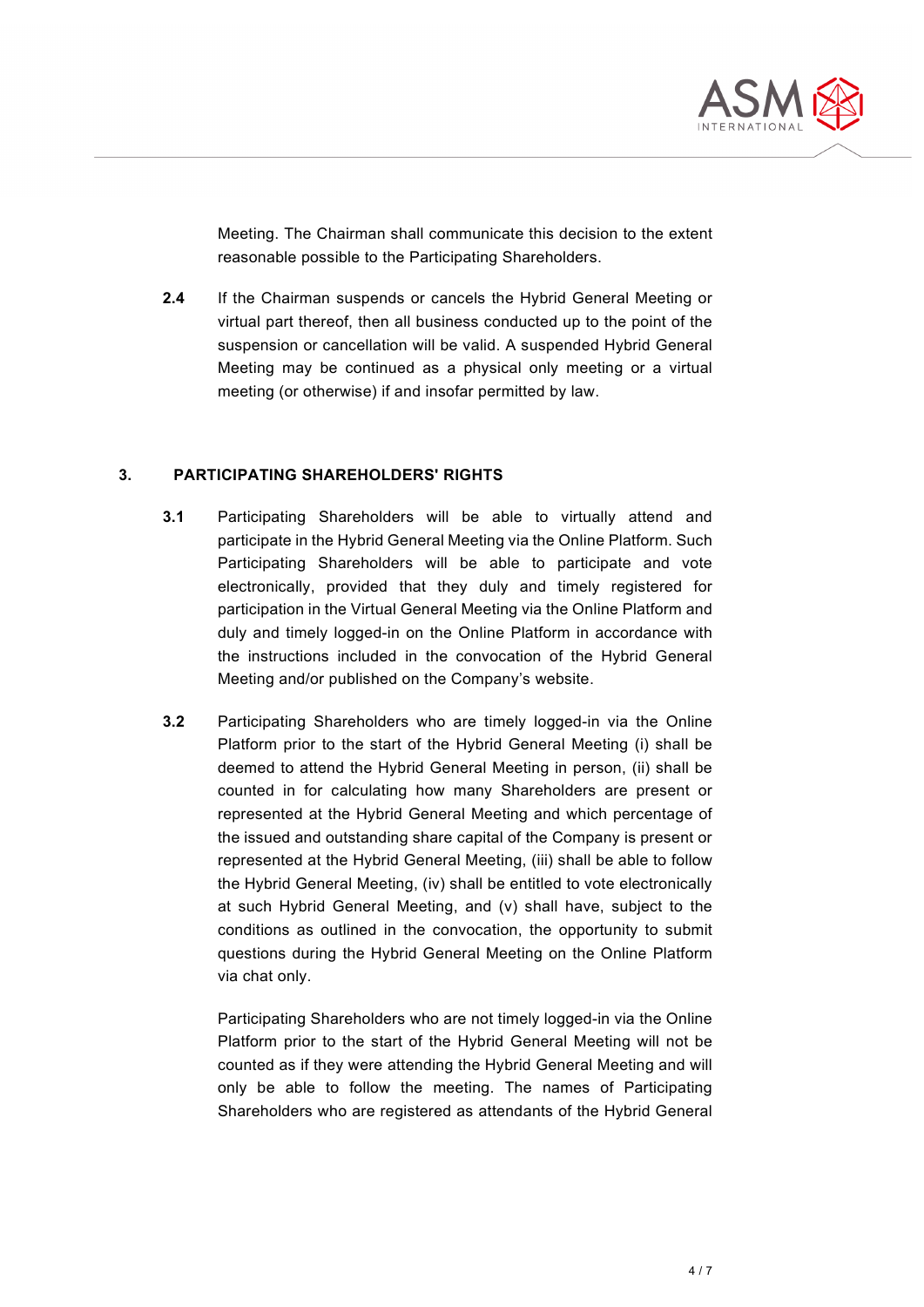Meeting. The Chairman shall communicate this decision to the extent reasonable possible to the Participating Shareholders.

**2.4** If the Chairman suspends or cancels the Hybrid General Meeting or virtual part thereof, then all business conducted up to the point of the suspension or cancellation will be valid. A suspended Hybrid General Meeting may be continued as a physical only meeting or a virtual meeting (or otherwise) if and insofar permitted by law.

## 3. PARTICIPATING SHAREHOLDERS' RIGHTS

**3.1** Participating Shareholders will be able to virtually attend and participate in the Hybrid General Meeting via the Online Platform. Such Participating Shareholders will be able to participate and vote electronically, provided that they duly and timely registered for participation in the Virtual General Meeting via the Online Platform and duly and timely logged-in on the Online Platform in accordance with the instructions included in the convocation of the Hybrid General Meeting and/or published on the Company's website.

**3.2** Participating Shareholders who are timely logged-in via the Online Platform prior to the start of the Hybrid General Meeting (i) shall be deemed to attend the Hybrid General Meeting in person, (ii) shall be counted in for calculating how many Shareholders are present or represented at the Hybrid General Meeting and which percentage of the issued and outstanding share capital of the Company is present or represented at the Hybrid General Meeting, (iii) shall be able to follow the Hybrid General Meeting, (iv) shall be entitled to vote electronically at such Hybrid General Meeting, and (v) shall have, subject to the conditions as outlined in the convocation, the opportunity to submit questions during the Hybrid General Meeting on the Online Platform via chat only.

Participating Shareholders who are not timely logged-in via the Online Platform prior to the start of the Hybrid General Meeting will not be counted as if they were attending the Hybrid General Meeting and will only be able to follow the meeting. The names of Participating Shareholders who are registered as attendants of the Hybrid General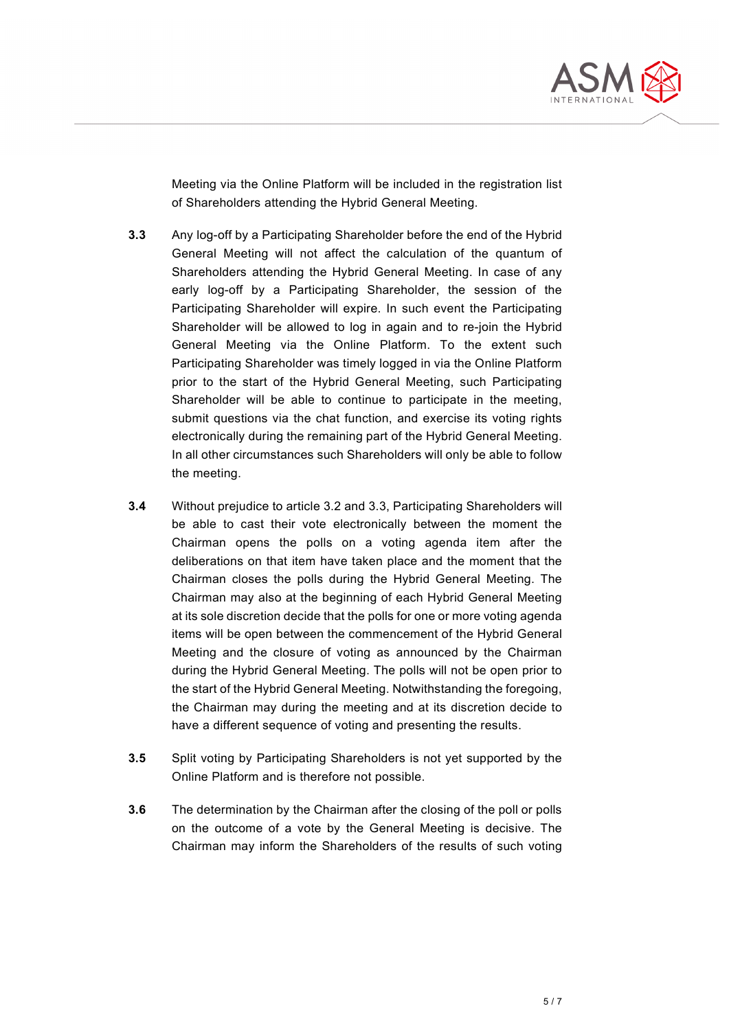Meeting via the Online Platform will be included in the registration list of Shareholders attending the Hybrid General Meeting.

**3.3** Any log-off by a Participating Shareholder before the end of the Hybrid General Meeting will not affect the calculation of the quantum of Shareholders attending the Hybrid General Meeting. In case of any early log-off by a Participating Shareholder, the session of the Participating Shareholder will expire. In such event the Participating Shareholder will be allowed to log in again and to re-join the Hybrid General Meeting via the Online Platform. To the extent such Participating Shareholder was timely logged in via the Online Platform prior to the start of the Hybrid General Meeting, such Participating Shareholder will be able to continue to participate in the meeting, submit questions via the chat function, and exercise its voting rights electronically during the remaining part of the Hybrid General Meeting. In all other circumstances such Shareholders will only be able to follow the meeting.

**3.4** Without prejudice to article 3.2 and 3.3, Participating Shareholders will be able to cast their vote electronically between the moment the Chairman opens the polls on a voting agenda item after the deliberations on that item have taken place and the moment that the Chairman closes the polls during the Hybrid General Meeting. The Chairman may also at the beginning of each Hybrid General Meeting at its sole discretion decide that the polls for one or more voting agenda items will be open between the commencement of the Hybrid General Meeting and the closure of voting as announced by the Chairman during the Hybrid General Meeting. The polls will not be open prior to the start of the Hybrid General Meeting. Notwithstanding the foregoing, the Chairman may during the meeting and at its discretion decide to have a different sequence of voting and presenting the results.

**3.5** Split voting by Participating Shareholders is not yet supported by the Online Platform and is therefore not possible.

**3.6** The determination by the Chairman after the closing of the poll or polls on the outcome of a vote by the General Meeting is decisive. The Chairman may inform the Shareholders of the results of such voting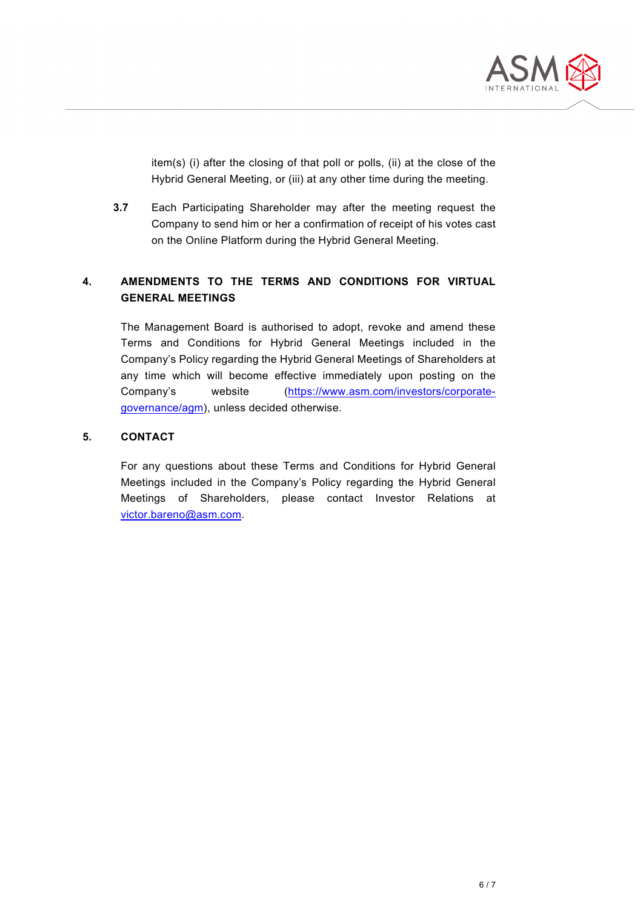item(s) (i) after the closing of that poll or polls, (ii) at the close of the Hybrid General Meeting, or (iii) at any other time during the meeting.

**3.7** Each Participating Shareholder may after the meeting request the Company to send him or her a confirmation of receipt of his votes cast on the Online Platform during the Hybrid General Meeting.

## 4. AMENDMENTS TO THE TERMS AND CONDITIONS FOR VIRTUAL GENERAL MEETINGS

The Management Board is authorised to adopt, revoke and amend these Terms and Conditions for Hybrid General Meetings included in the Company's Policy regarding the Hybrid General Meetings of Shareholders at any time which will become effective immediately upon posting on the Company's website (https://www.asm.com/investors/corporate-governance/agm), unless decided otherwise.

## 5. CONTACT

For any questions about these Terms and Conditions for Hybrid General Meetings included in the Company's Policy regarding the Hybrid General Meetings of Shareholders, please contact Investor Relations at victor.bareno@asm.com.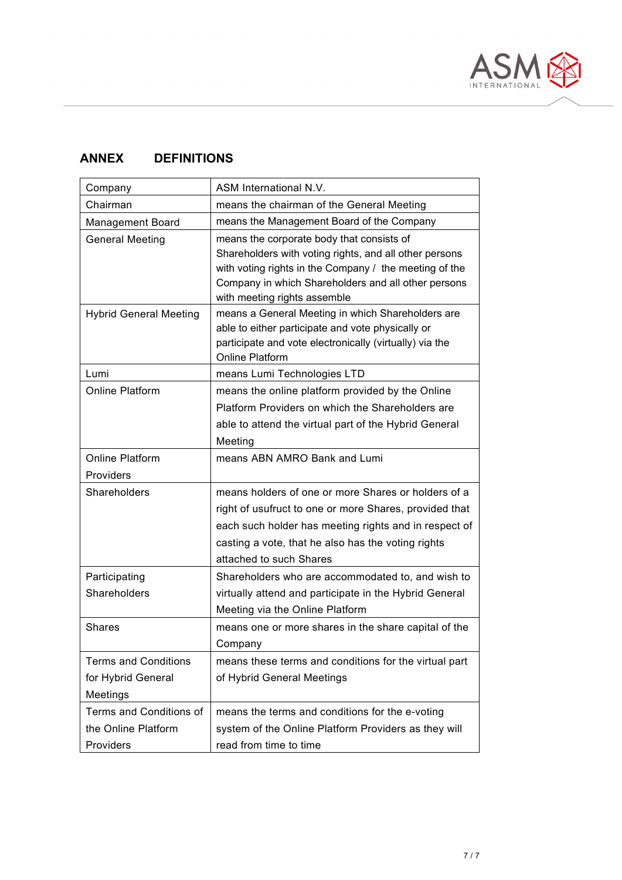## ANNEX DEFINITIONS

| | |
|---|---|
| Company | ASM International N.V. |
| Chairman | means the chairman of the General Meeting |
| Management Board | means the Management Board of the Company |
| General Meeting | means the corporate body that consists of Shareholders with voting rights, and all other persons with voting rights in the Company / the meeting of the Company in which Shareholders and all other persons with meeting rights assemble |
| Hybrid General Meeting | means a General Meeting in which Shareholders are able to either participate and vote physically or participate and vote electronically (virtually) via the Online Platform |
| Lumi | means Lumi Technologies LTD |
| Online Platform | means the online platform provided by the Online Platform Providers on which the Shareholders are able to attend the virtual part of the Hybrid General Meeting |
| Online Platform Providers | means ABN AMRO Bank and Lumi |
| Shareholders | means holders of one or more Shares or holders of a right of usufruct to one or more Shares, provided that each such holder has meeting rights and in respect of casting a vote, that he also has the voting rights attached to such Shares |
| Participating Shareholders | Shareholders who are accommodated to, and wish to virtually attend and participate in the Hybrid General Meeting via the Online Platform |
| Shares | means one or more shares in the share capital of the Company |
| Terms and Conditions for Hybrid General Meetings | means these terms and conditions for the virtual part of Hybrid General Meetings |
| Terms and Conditions of the Online Platform Providers | means the terms and conditions for the e-voting system of the Online Platform Providers as they will read from time to time |